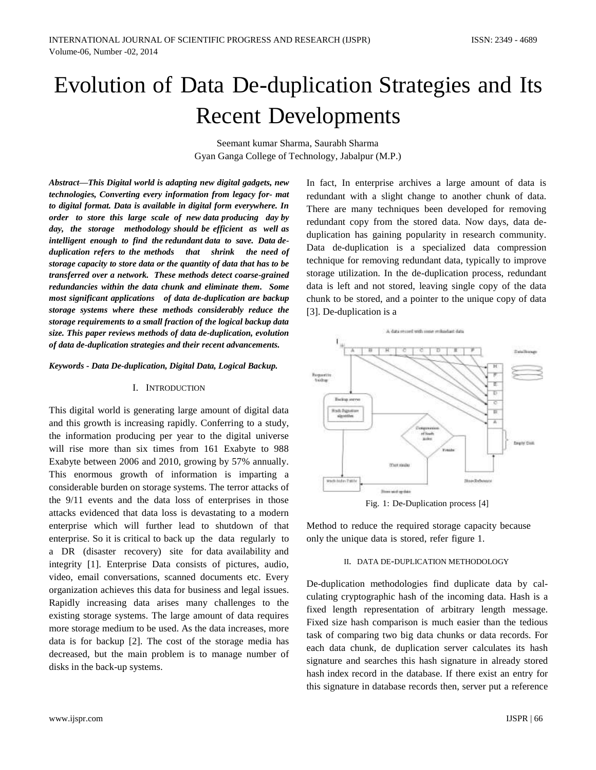# Evolution of Data De-duplication Strategies and Its Recent Developments

Seemant kumar Sharma, Saurabh Sharma
Gyan Ganga College of Technology, Jabalpur (M.P.)

***Abstract—This Digital world is adapting new digital gadgets, new technologies, Converting every information from legacy for- mat to digital format. Data is available in digital form everywhere. In order to store this large scale of new data producing day by day, the storage methodology should be efficient as well as intelligent enough to find the redundant data to save. Data de-duplication refers to the methods that shrink the need of storage capacity to store data or the quantity of data that has to be transferred over a network. These methods detect coarse-grained redundancies within the data chunk and eliminate them. Some most significant applications of data de-duplication are backup storage systems where these methods considerably reduce the storage requirements to a small fraction of the logical backup data size. This paper reviews methods of data de-duplication, evolution of data de-duplication strategies and their recent advancements.***

***Keywords - Data De-duplication, Digital Data, Logical Backup.***

## I. Introduction

This digital world is generating large amount of digital data and this growth is increasing rapidly. Conferring to a study, the information producing per year to the digital universe will rise more than six times from 161 Exabyte to 988 Exabyte between 2006 and 2010, growing by 57% annually. This enormous growth of information is imparting a considerable burden on storage systems. The terror attacks of the 9/11 events and the data loss of enterprises in those attacks evidenced that data loss is devastating to a modern enterprise which will further lead to shutdown of that enterprise. So it is critical to back up the data regularly to a DR (disaster recovery) site for data availability and integrity [1]. Enterprise Data consists of pictures, audio, video, email conversations, scanned documents etc. Every organization achieves this data for business and legal issues. Rapidly increasing data arises many challenges to the existing storage systems. The large amount of data requires more storage medium to be used. As the data increases, more data is for backup [2]. The cost of the storage media has decreased, but the main problem is to manage number of disks in the back-up systems.

In fact, In enterprise archives a large amount of data is redundant with a slight change to another chunk of data. There are many techniques been developed for removing redundant copy from the stored data. Now days, data de-duplication has gaining popularity in research community. Data de-duplication is a specialized data compression technique for removing redundant data, typically to improve storage utilization. In the de-duplication process, redundant data is left and not stored, leaving single copy of the data chunk to be stored, and a pointer to the unique copy of data [3]. De-duplication is a

Fig. 1: De-Duplication process [4]

Method to reduce the required storage capacity because only the unique data is stored, refer figure 1.

## II. Data De-duplication Methodology

De-duplication methodologies find duplicate data by cal- culating cryptographic hash of the incoming data. Hash is a fixed length representation of arbitrary length message. Fixed size hash comparison is much easier than the tedious task of comparing two big data chunks or data records. For each data chunk, de duplication server calculates its hash signature and searches this hash signature in already stored hash index record in the database. If there exist an entry for this signature in database records then, server put a reference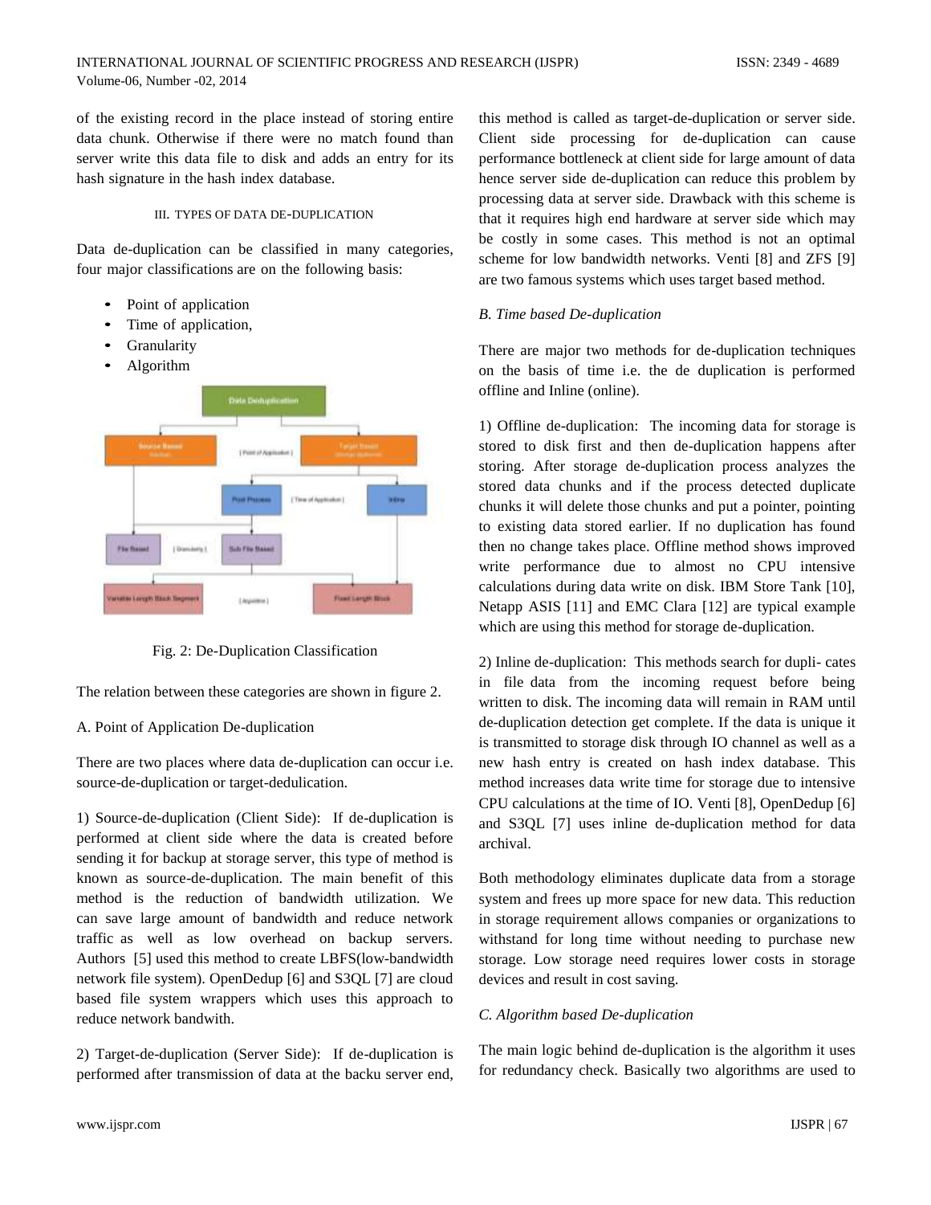of the existing record in the place instead of storing entire data chunk. Otherwise if there were no match found than server write this data file to disk and adds an entry for its hash signature in the hash index database.

## III. TYPES OF DATA DE-DUPLICATION

Data de-duplication can be classified in many categories, four major classifications are on the following basis:

- Point of application
- Time of application,
- Granularity
- Algorithm

Fig. 2: De-Duplication Classification

The relation between these categories are shown in figure 2.

### A. Point of Application De-duplication

There are two places where data de-duplication can occur i.e. source-de-duplication or target-dedulication.

1) Source-de-duplication (Client Side): If de-duplication is performed at client side where the data is created before sending it for backup at storage server, this type of method is known as source-de-duplication. The main benefit of this method is the reduction of bandwidth utilization. We can save large amount of bandwidth and reduce network traffic as well as low overhead on backup servers. Authors [5] used this method to create LBFS(low-bandwidth network file system). OpenDedup [6] and S3QL [7] are cloud based file system wrappers which uses this approach to reduce network bandwith.

2) Target-de-duplication (Server Side): If de-duplication is performed after transmission of data at the backu server end, this method is called as target-de-duplication or server side. Client side processing for de-duplication can cause performance bottleneck at client side for large amount of data hence server side de-duplication can reduce this problem by processing data at server side. Drawback with this scheme is that it requires high end hardware at server side which may be costly in some cases. This method is not an optimal scheme for low bandwidth networks. Venti [8] and ZFS [9] are two famous systems which uses target based method.

### *B. Time based De-duplication*

There are major two methods for de-duplication techniques on the basis of time i.e. the de duplication is performed offline and Inline (online).

1) Offline de-duplication: The incoming data for storage is stored to disk first and then de-duplication happens after storing. After storage de-duplication process analyzes the stored data chunks and if the process detected duplicate chunks it will delete those chunks and put a pointer, pointing to existing data stored earlier. If no duplication has found then no change takes place. Offline method shows improved write performance due to almost no CPU intensive calculations during data write on disk. IBM Store Tank [10], Netapp ASIS [11] and EMC Clara [12] are typical example which are using this method for storage de-duplication.

2) Inline de-duplication: This methods search for dupli- cates in file data from the incoming request before being written to disk. The incoming data will remain in RAM until de-duplication detection get complete. If the data is unique it is transmitted to storage disk through IO channel as well as a new hash entry is created on hash index database. This method increases data write time for storage due to intensive CPU calculations at the time of IO. Venti [8], OpenDedup [6] and S3QL [7] uses inline de-duplication method for data archival.

Both methodology eliminates duplicate data from a storage system and frees up more space for new data. This reduction in storage requirement allows companies or organizations to withstand for long time without needing to purchase new storage. Low storage need requires lower costs in storage devices and result in cost saving.

### *C. Algorithm based De-duplication*

The main logic behind de-duplication is the algorithm it uses for redundancy check. Basically two algorithms are used to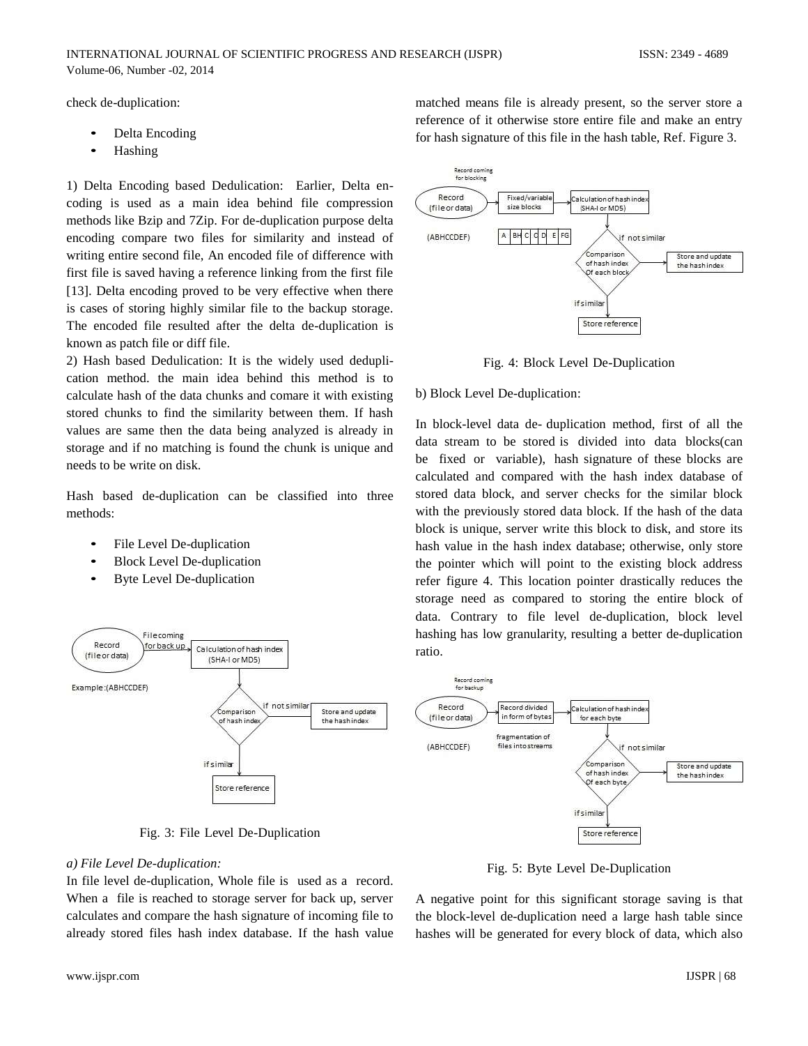check de-duplication:

- Delta Encoding
- Hashing

1) Delta Encoding based Dedulication: Earlier, Delta encoding is used as a main idea behind file compression methods like Bzip and 7Zip. For de-duplication purpose delta encoding compare two files for similarity and instead of writing entire second file, An encoded file of difference with first file is saved having a reference linking from the first file [13]. Delta encoding proved to be very effective when there is cases of storing highly similar file to the backup storage. The encoded file resulted after the delta de-duplication is known as patch file or diff file.

2) Hash based Dedulication: It is the widely used deduplication method. the main idea behind this method is to calculate hash of the data chunks and comare it with existing stored chunks to find the similarity between them. If hash values are same then the data being analyzed is already in storage and if no matching is found the chunk is unique and needs to be write on disk.

Hash based de-duplication can be classified into three methods:

- File Level De-duplication
- Block Level De-duplication
- Byte Level De-duplication

Fig. 3: File Level De-Duplication

*a) File Level De-duplication:*

In file level de-duplication, Whole file is used as a record. When a file is reached to storage server for back up, server calculates and compare the hash signature of incoming file to already stored files hash index database. If the hash value matched means file is already present, so the server store a reference of it otherwise store entire file and make an entry for hash signature of this file in the hash table, Ref. Figure 3.

Fig. 4: Block Level De-Duplication

b) Block Level De-duplication:

In block-level data de- duplication method, first of all the data stream to be stored is divided into data blocks(can be fixed or variable), hash signature of these blocks are calculated and compared with the hash index database of stored data block, and server checks for the similar block with the previously stored data block. If the hash of the data block is unique, server write this block to disk, and store its hash value in the hash index database; otherwise, only store the pointer which will point to the existing block address refer figure 4. This location pointer drastically reduces the storage need as compared to storing the entire block of data. Contrary to file level de-duplication, block level hashing has low granularity, resulting a better de-duplication ratio.

Fig. 5: Byte Level De-Duplication

A negative point for this significant storage saving is that the block-level de-duplication need a large hash table since hashes will be generated for every block of data, which also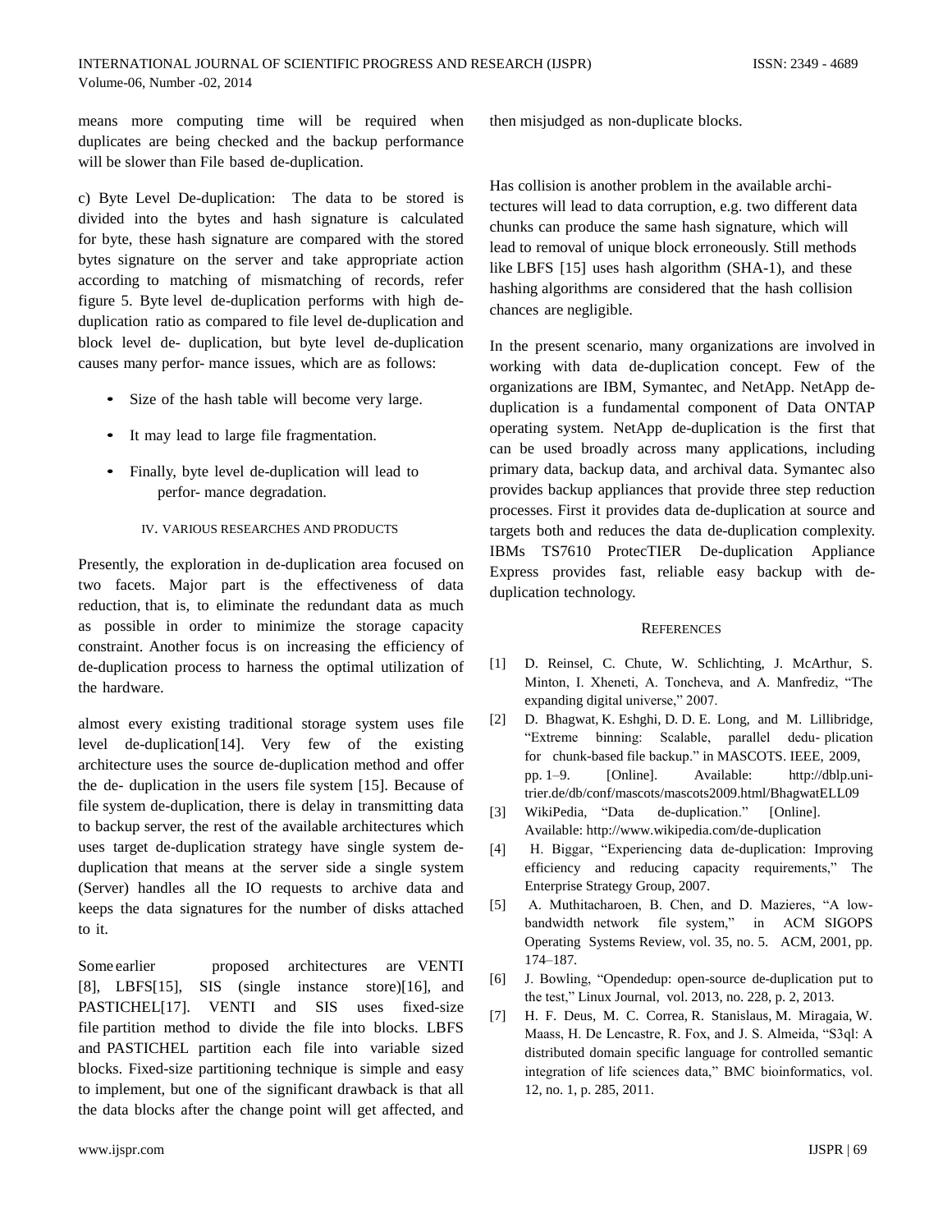means more computing time will be required when duplicates are being checked and the backup performance will be slower than File based de-duplication.

c) Byte Level De-duplication: The data to be stored is divided into the bytes and hash signature is calculated for byte, these hash signature are compared with the stored bytes signature on the server and take appropriate action according to matching of mismatching of records, refer figure 5. Byte level de-duplication performs with high de-duplication ratio as compared to file level de-duplication and block level de- duplication, but byte level de-duplication causes many perfor- mance issues, which are as follows:

- Size of the hash table will become very large.
- It may lead to large file fragmentation.
- Finally, byte level de-duplication will lead to perfor- mance degradation.

## IV. VARIOUS RESEARCHES AND PRODUCTS

Presently, the exploration in de-duplication area focused on two facets. Major part is the effectiveness of data reduction, that is, to eliminate the redundant data as much as possible in order to minimize the storage capacity constraint. Another focus is on increasing the efficiency of de-duplication process to harness the optimal utilization of the hardware.

almost every existing traditional storage system uses file level de-duplication[14]. Very few of the existing architecture uses the source de-duplication method and offer the de- duplication in the users file system [15]. Because of file system de-duplication, there is delay in transmitting data to backup server, the rest of the available architectures which uses target de-duplication strategy have single system de-duplication that means at the server side a single system (Server) handles all the IO requests to archive data and keeps the data signatures for the number of disks attached to it.

Some earlier proposed architectures are VENTI [8], LBFS[15], SIS (single instance store)[16], and PASTICHEL[17]. VENTI and SIS uses fixed-size file partition method to divide the file into blocks. LBFS and PASTICHEL partition each file into variable sized blocks. Fixed-size partitioning technique is simple and easy to implement, but one of the significant drawback is that all the data blocks after the change point will get affected, and then misjudged as non-duplicate blocks.

Has collision is another problem in the available archi- tectures will lead to data corruption, e.g. two different data chunks can produce the same hash signature, which will lead to removal of unique block erroneously. Still methods like LBFS [15] uses hash algorithm (SHA-1), and these hashing algorithms are considered that the hash collision chances are negligible.

In the present scenario, many organizations are involved in working with data de-duplication concept. Few of the organizations are IBM, Symantec, and NetApp. NetApp de-duplication is a fundamental component of Data ONTAP operating system. NetApp de-duplication is the first that can be used broadly across many applications, including primary data, backup data, and archival data. Symantec also provides backup appliances that provide three step reduction processes. First it provides data de-duplication at source and targets both and reduces the data de-duplication complexity. IBMs TS7610 ProtecTIER De-duplication Appliance Express provides fast, reliable easy backup with de-duplication technology.

## REFERENCES

[1] D. Reinsel, C. Chute, W. Schlichting, J. McArthur, S. Minton, I. Xheneti, A. Toncheva, and A. Manfrediz, "The expanding digital universe," 2007.

[2] D. Bhagwat, K. Eshghi, D. D. E. Long, and M. Lillibridge, "Extreme binning: Scalable, parallel dedu- plication for chunk-based file backup." in MASCOTS. IEEE, 2009, pp. 1–9. [Online]. Available: http://dblp.uni-trier.de/db/conf/mascots/mascots2009.html/BhagwatELL09

[3] WikiPedia, "Data de-duplication." [Online]. Available: http://www.wikipedia.com/de-duplication

[4] H. Biggar, "Experiencing data de-duplication: Improving efficiency and reducing capacity requirements," The Enterprise Strategy Group, 2007.

[5] A. Muthitacharoen, B. Chen, and D. Mazieres, "A low-bandwidth network file system," in ACM SIGOPS Operating Systems Review, vol. 35, no. 5. ACM, 2001, pp. 174–187.

[6] J. Bowling, "Opendedup: open-source de-duplication put to the test," Linux Journal, vol. 2013, no. 228, p. 2, 2013.

[7] H. F. Deus, M. C. Correa, R. Stanislaus, M. Miragaia, W. Maass, H. De Lencastre, R. Fox, and J. S. Almeida, "S3ql: A distributed domain specific language for controlled semantic integration of life sciences data," BMC bioinformatics, vol. 12, no. 1, p. 285, 2011.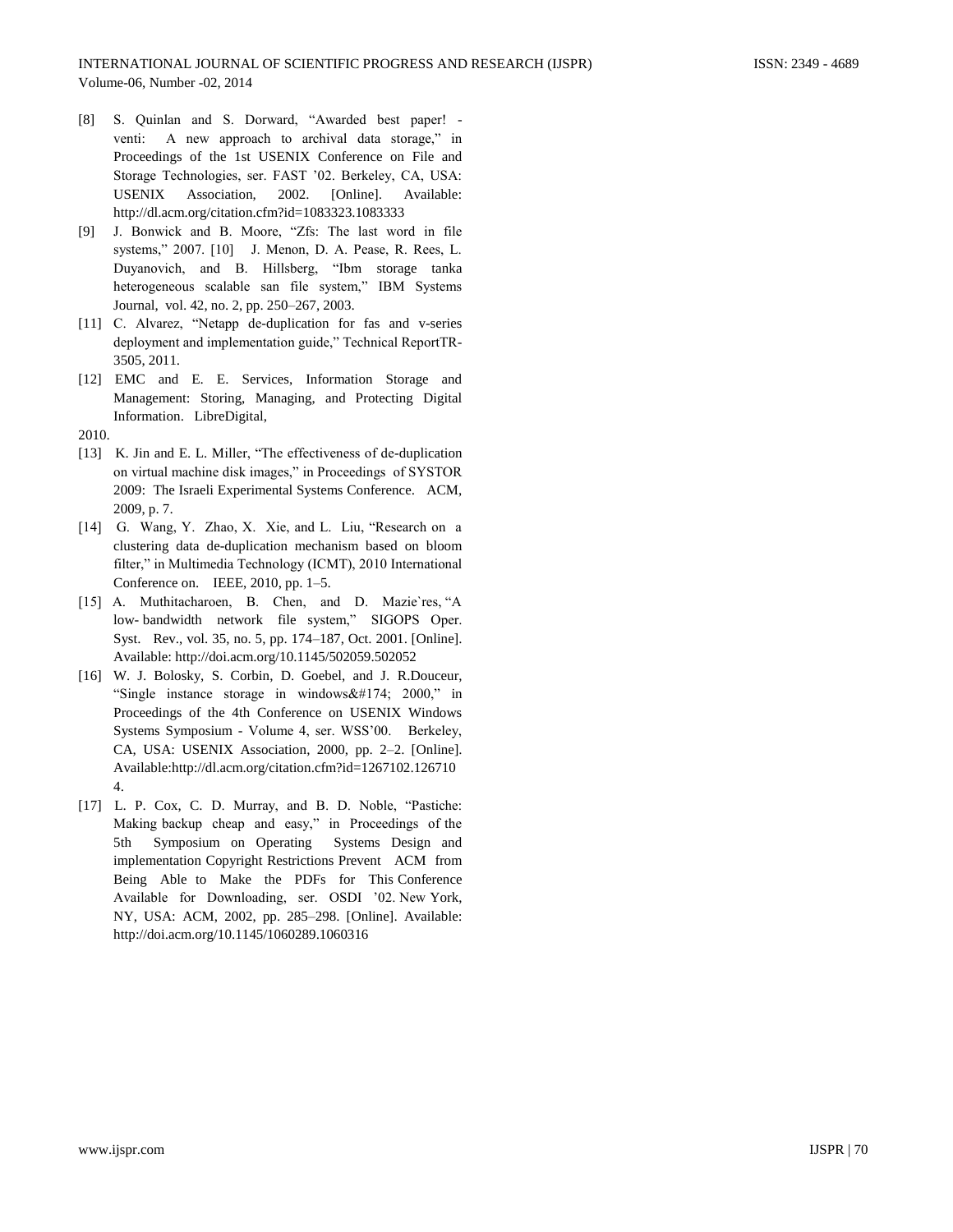[8] S. Quinlan and S. Dorward, "Awarded best paper! - venti: A new approach to archival data storage," in Proceedings of the 1st USENIX Conference on File and Storage Technologies, ser. FAST '02. Berkeley, CA, USA: USENIX Association, 2002. [Online]. Available: http://dl.acm.org/citation.cfm?id=1083323.1083333

[9] J. Bonwick and B. Moore, "Zfs: The last word in file systems," 2007. [10] J. Menon, D. A. Pease, R. Rees, L. Duyanovich, and B. Hillsberg, "Ibm storage tanka heterogeneous scalable san file system," IBM Systems Journal, vol. 42, no. 2, pp. 250–267, 2003.

[11] C. Alvarez, "Netapp de-duplication for fas and v-series deployment and implementation guide," Technical ReportTR-3505, 2011.

[12] EMC and E. E. Services, Information Storage and Management: Storing, Managing, and Protecting Digital Information. LibreDigital,

2010.

[13] K. Jin and E. L. Miller, "The effectiveness of de-duplication on virtual machine disk images," in Proceedings of SYSTOR 2009: The Israeli Experimental Systems Conference. ACM, 2009, p. 7.

[14] G. Wang, Y. Zhao, X. Xie, and L. Liu, "Research on a clustering data de-duplication mechanism based on bloom filter," in Multimedia Technology (ICMT), 2010 International Conference on. IEEE, 2010, pp. 1–5.

[15] A. Muthitacharoen, B. Chen, and D. Mazie`res, "A low- bandwidth network file system," SIGOPS Oper. Syst. Rev., vol. 35, no. 5, pp. 174–187, Oct. 2001. [Online]. Available: http://doi.acm.org/10.1145/502059.502052

[16] W. J. Bolosky, S. Corbin, D. Goebel, and J. R.Douceur, "Single instance storage in windows&#174; 2000," in Proceedings of the 4th Conference on USENIX Windows Systems Symposium - Volume 4, ser. WSS'00. Berkeley, CA, USA: USENIX Association, 2000, pp. 2–2. [Online]. Available:http://dl.acm.org/citation.cfm?id=1267102.1267104.

[17] L. P. Cox, C. D. Murray, and B. D. Noble, "Pastiche: Making backup cheap and easy," in Proceedings of the 5th Symposium on Operating Systems Design and implementation Copyright Restrictions Prevent ACM from Being Able to Make the PDFs for This Conference Available for Downloading, ser. OSDI '02. New York, NY, USA: ACM, 2002, pp. 285–298. [Online]. Available: http://doi.acm.org/10.1145/1060289.1060316